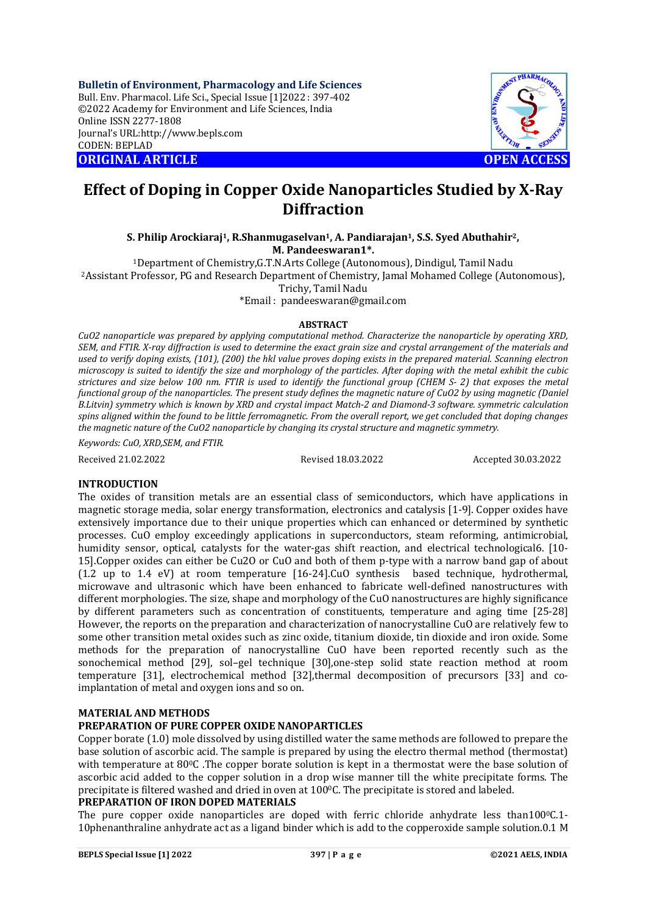# Effect of Doping in Copper Oxide Nanoparticles Studied by X-Ray Diffraction

**S. Philip Arockiaraj[1], R.Shanmugaselvan[1], A. Pandiarajan[1], S.S. Syed Abuthahir[2], M. Pandeeswaran1*.**

[1]Department of Chemistry,G.T.N.Arts College (Autonomous), Dindigul, Tamil Nadu
[2]Assistant Professor, PG and Research Department of Chemistry, Jamal Mohamed College (Autonomous), Trichy, Tamil Nadu
*Email : pandeeswaran@gmail.com

## ABSTRACT

*CuO2 nanoparticle was prepared by applying computational method. Characterize the nanoparticle by operating XRD, SEM, and FTIR. X-ray diffraction is used to determine the exact grain size and crystal arrangement of the materials and used to verify doping exists, (101), (200) the hkl value proves doping exists in the prepared material. Scanning electron microscopy is suited to identify the size and morphology of the particles. After doping with the metal exhibit the cubic strictures and size below 100 nm. FTIR is used to identify the functional group (CHEM S- 2) that exposes the metal functional group of the nanoparticles. The present study defines the magnetic nature of CuO2 by using magnetic (Daniel B.Litvin) symmetry which is known by XRD and crystal impact Match-2 and Diamond-3 software. symmetric calculation spins aligned within the found to be little ferromagnetic. From the overall report, we get concluded that doping changes the magnetic nature of the CuO2 nanoparticle by changing its crystal structure and magnetic symmetry.*

*Keywords: CuO, XRD,SEM, and FTIR.*

Received 21.02.2022 Revised 18.03.2022 Accepted 30.03.2022

## INTRODUCTION

The oxides of transition metals are an essential class of semiconductors, which have applications in magnetic storage media, solar energy transformation, electronics and catalysis [1-9]. Copper oxides have extensively importance due to their unique properties which can enhanced or determined by synthetic processes. CuO employ exceedingly applications in superconductors, steam reforming, antimicrobial, humidity sensor, optical, catalysts for the water-gas shift reaction, and electrical technological6. [10-15].Copper oxides can either be $Cu_2O$ or CuO and both of them p-type with a narrow band gap of about (1.2 up to 1.4 eV) at room temperature [16-24].CuO synthesis based technique, hydrothermal, microwave and ultrasonic which have been enhanced to fabricate well-defined nanostructures with different morphologies. The size, shape and morphology of the CuO nanostructures are highly significance by different parameters such as concentration of constituents, temperature and aging time [25-28] However, the reports on the preparation and characterization of nanocrystalline CuO are relatively few to some other transition metal oxides such as zinc oxide, titanium dioxide, tin dioxide and iron oxide. Some methods for the preparation of nanocrystalline CuO have been reported recently such as the sonochemical method [29], sol–gel technique [30],one-step solid state reaction method at room temperature [31], electrochemical method [32],thermal decomposition of precursors [33] and co-implantation of metal and oxygen ions and so on.

## MATERIAL AND METHODS

### PREPARATION OF PURE COPPER OXIDE NANOPARTICLES

Copper borate (1.0) mole dissolved by using distilled water the same methods are followed to prepare the base solution of ascorbic acid. The sample is prepared by using the electro thermal method (thermostat) with temperature at 80$^0$C .The copper borate solution is kept in a thermostat were the base solution of ascorbic acid added to the copper solution in a drop wise manner till the white precipitate forms. The precipitate is filtered washed and dried in oven at 100$^0$C. The precipitate is stored and labeled.

### PREPARATION OF IRON DOPED MATERIALS

The pure copper oxide nanoparticles are doped with ferric chloride anhydrate less than100$^0$C.1-10phenanthraline anhydrate act as a ligand binder which is add to the copperoxide sample solution.0.1 M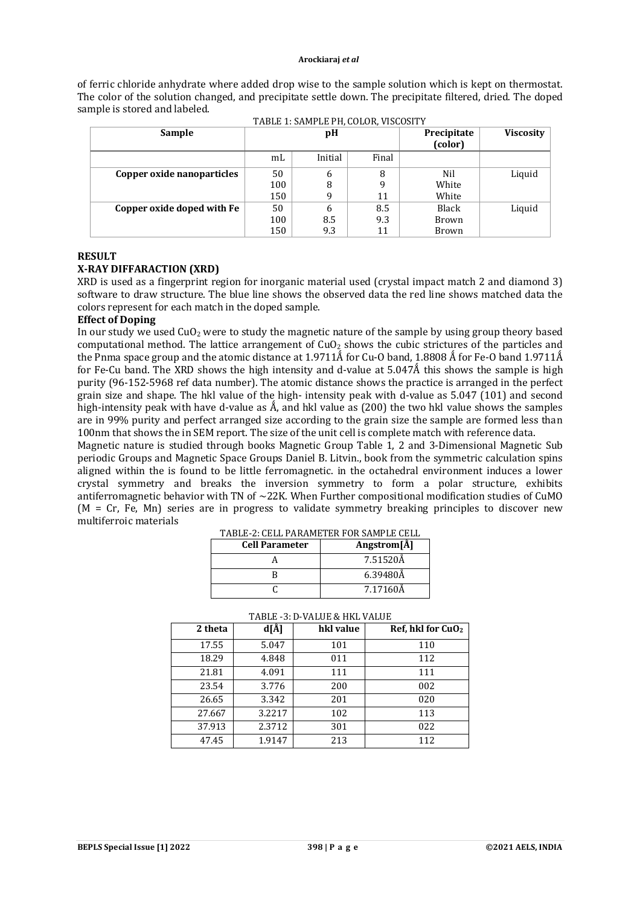of ferric chloride anhydrate where added drop wise to the sample solution which is kept on thermostat. The color of the solution changed, and precipitate settle down. The precipitate filtered, dried. The doped sample is stored and labeled.

TABLE 1: SAMPLE PH, COLOR, VISCOSITY

| Sample | pH | | | Precipitate (color) | Viscosity |
|---|---|---|---|---|---|
| | mL | Initial | Final | | |
| **Copper oxide nanoparticles** | 50<br>100<br>150 | 6<br>8<br>9 | 8<br>9<br>11 | Nil<br>White<br>White | Liquid |
| **Copper oxide doped with Fe** | 50<br>100<br>150 | 6<br>8.5<br>9.3 | 8.5<br>9.3<br>11 | Black<br>Brown<br>Brown | Liquid |

## RESULT

### X-RAY DIFFARACTION (XRD)

XRD is used as a fingerprint region for inorganic material used (crystal impact match 2 and diamond 3) software to draw structure. The blue line shows the observed data the red line shows matched data the colors represent for each match in the doped sample.

### Effect of Doping

In our study we used $CuO_2$ were to study the magnetic nature of the sample by using group theory based computational method. The lattice arrangement of $CuO_2$ shows the cubic strictures of the particles and the Pnma space group and the atomic distance at 1.9711Å for Cu-O band, 1.8808 Å for Fe-O band 1.9711Å for Fe-Cu band. The XRD shows the high intensity and d-value at 5.047Å this shows the sample is high purity (96-152-5968 ref data number). The atomic distance shows the practice is arranged in the perfect grain size and shape. The hkl value of the high- intensity peak with d-value as 5.047 (101) and second high-intensity peak with have d-value as Å, and hkl value as (200) the two hkl value shows the samples are in 99% purity and perfect arranged size according to the grain size the sample are formed less than 100nm that shows the in SEM report. The size of the unit cell is complete match with reference data.

Magnetic nature is studied through books Magnetic Group Table 1, 2 and 3-Dimensional Magnetic Sub periodic Groups and Magnetic Space Groups Daniel B. Litvin., book from the symmetric calculation spins aligned within the is found to be little ferromagnetic. in the octahedral environment induces a lower crystal symmetry and breaks the inversion symmetry to form a polar structure, exhibits antiferromagnetic behavior with TN of ~22K. When Further compositional modification studies of CuMO (M = Cr, Fe, Mn) series are in progress to validate symmetry breaking principles to discover new multiferroic materials

TABLE-2: CELL PARAMETER FOR SAMPLE CELL

| Cell Parameter | Angstrom[Å] |
|---|---|
| A | 7.51520Å |
| B | 6.39480Å |
| C | 7.17160Å |

TABLE -3: D-VALUE & HKL VALUE

| 2 theta | d[Å] | hkl value | Ref, hkl for $CuO_2$ |
|---|---|---|---|
| 17.55 | 5.047 | 101 | 110 |
| 18.29 | 4.848 | 011 | 112 |
| 21.81 | 4.091 | 111 | 111 |
| 23.54 | 3.776 | 200 | 002 |
| 26.65 | 3.342 | 201 | 020 |
| 27.667 | 3.2217 | 102 | 113 |
| 37.913 | 2.3712 | 301 | 022 |
| 47.45 | 1.9147 | 213 | 112 |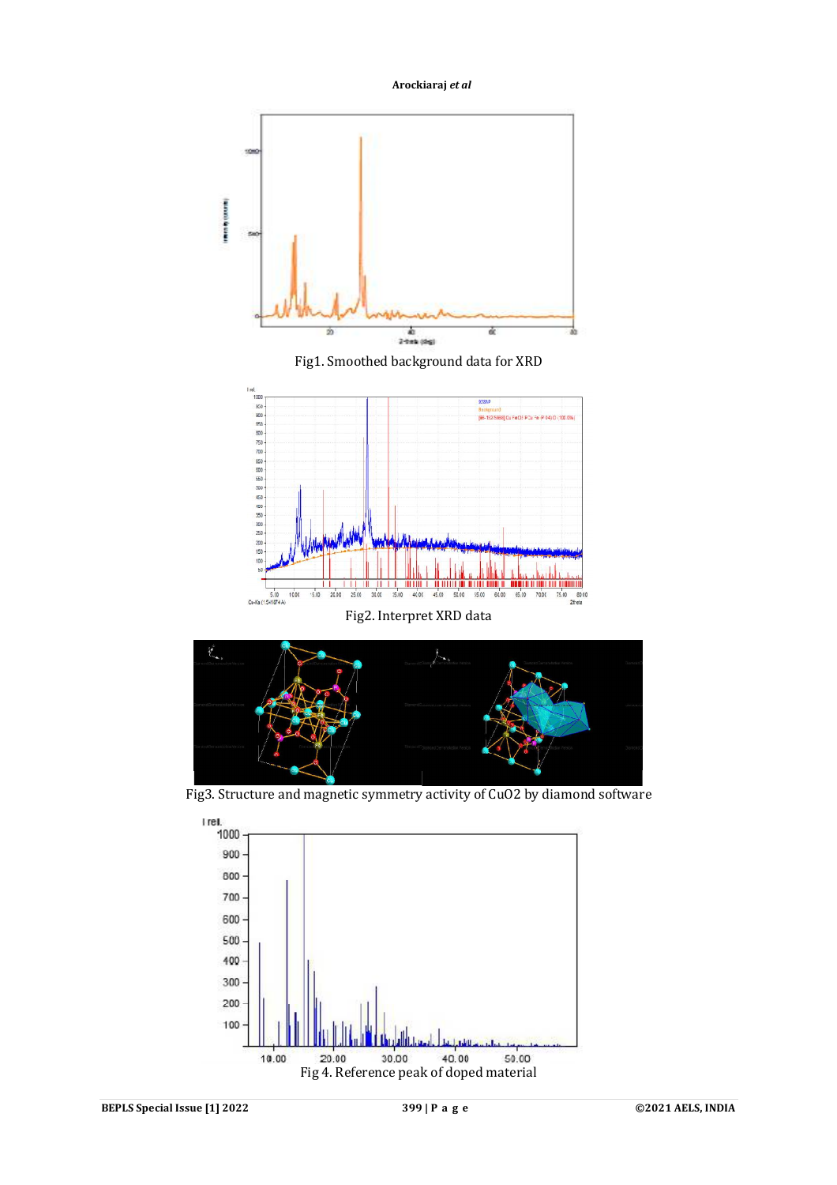Fig1. Smoothed background data for XRD

Fig2. Interpret XRD data

Fig3. Structure and magnetic symmetry activity of $CuO_2$ by diamond software

Fig 4. Reference peak of doped material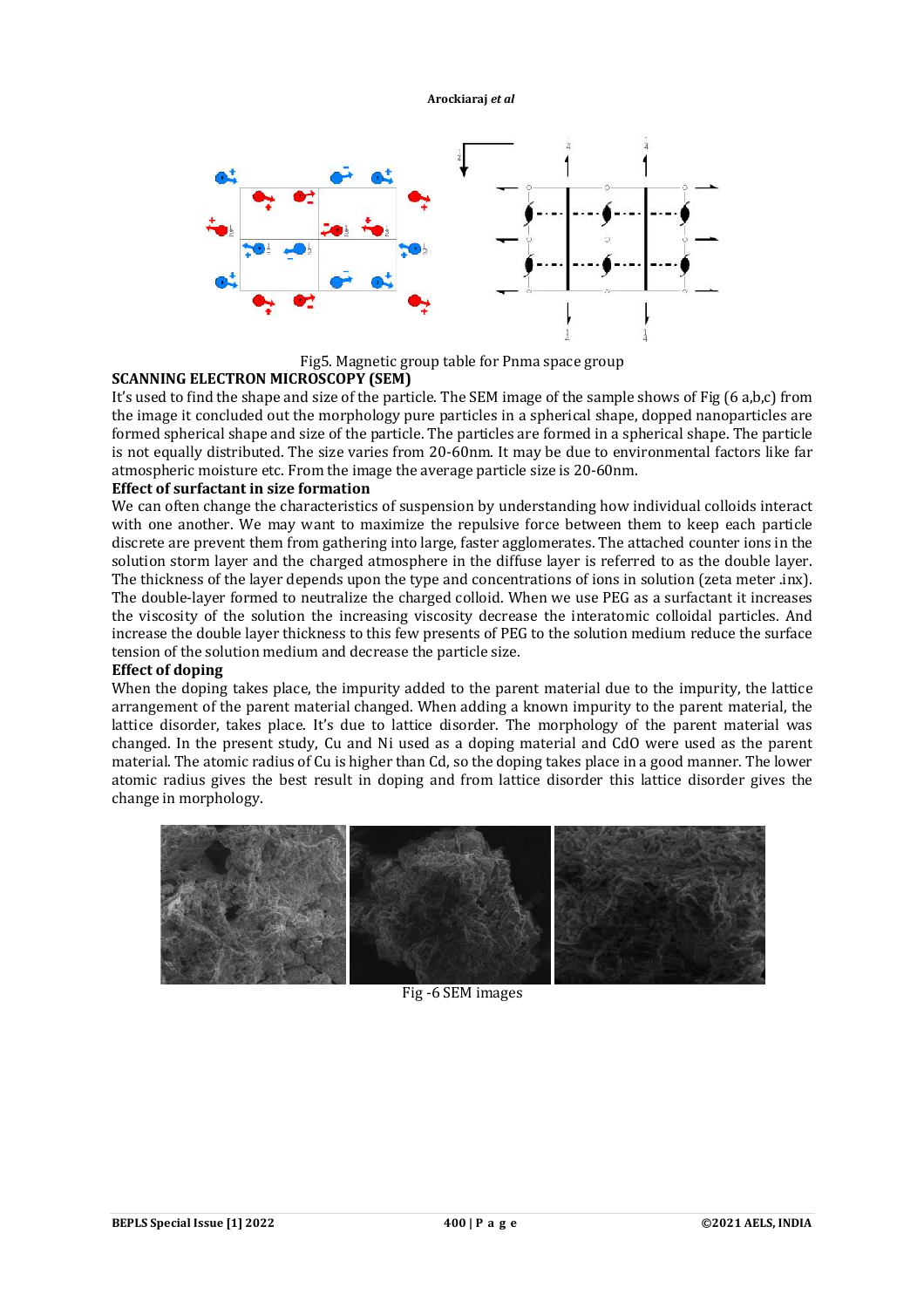Fig5. Magnetic group table for Pnma space group

**SCANNING ELECTRON MICROSCOPY (SEM)**

It's used to find the shape and size of the particle. The SEM image of the sample shows of Fig (6 a,b,c) from the image it concluded out the morphology pure particles in a spherical shape, dopped nanoparticles are formed spherical shape and size of the particle. The particles are formed in a spherical shape. The particle is not equally distributed. The size varies from 20-60nm. It may be due to environmental factors like far atmospheric moisture etc. From the image the average particle size is 20-60nm.

**Effect of surfactant in size formation**

We can often change the characteristics of suspension by understanding how individual colloids interact with one another. We may want to maximize the repulsive force between them to keep each particle discrete are prevent them from gathering into large, faster agglomerates. The attached counter ions in the solution storm layer and the charged atmosphere in the diffuse layer is referred to as the double layer. The thickness of the layer depends upon the type and concentrations of ions in solution (zeta meter .inx). The double-layer formed to neutralize the charged colloid. When we use PEG as a surfactant it increases the viscosity of the solution the increasing viscosity decrease the interatomic colloidal particles. And increase the double layer thickness to this few presents of PEG to the solution medium reduce the surface tension of the solution medium and decrease the particle size.

**Effect of doping**

When the doping takes place, the impurity added to the parent material due to the impurity, the lattice arrangement of the parent material changed. When adding a known impurity to the parent material, the lattice disorder, takes place. It's due to lattice disorder. The morphology of the parent material was changed. In the present study, Cu and Ni used as a doping material and CdO were used as the parent material. The atomic radius of Cu is higher than Cd, so the doping takes place in a good manner. The lower atomic radius gives the best result in doping and from lattice disorder this lattice disorder gives the change in morphology.

Fig -6 SEM images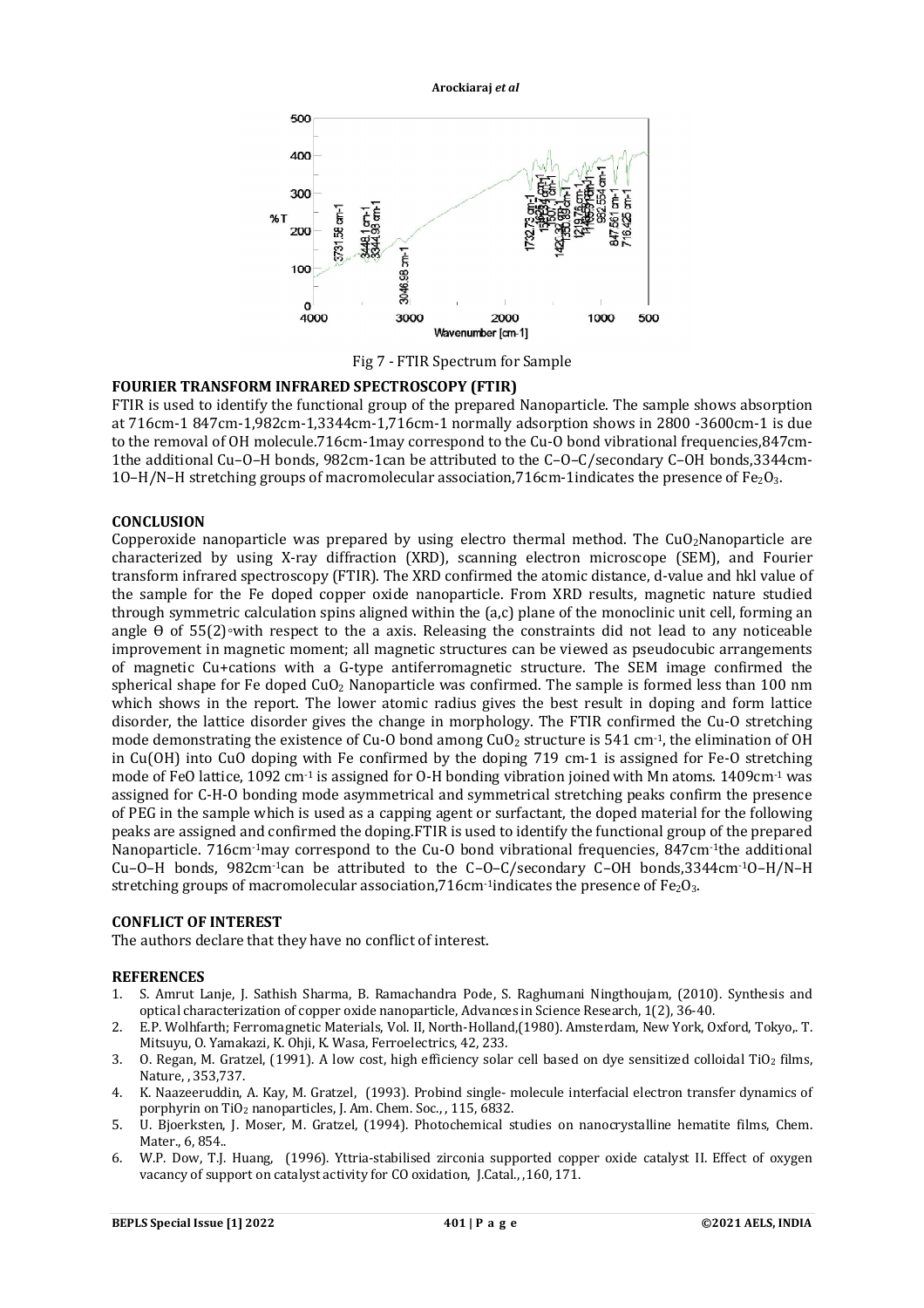Fig 7 - FTIR Spectrum for Sample

### FOURIER TRANSFORM INFRARED SPECTROSCOPY (FTIR)

FTIR is used to identify the functional group of the prepared Nanoparticle. The sample shows absorption at 716cm-1 847cm-1,982cm-1,3344cm-1,716cm-1 normally adsorption shows in 2800 -3600cm-1 is due to the removal of OH molecule.716cm-1may correspond to the Cu-O bond vibrational frequencies,847cm-1the additional Cu–O–H bonds, 982cm-1can be attributed to the C–O–C/secondary C–OH bonds,3344cm-1O–H/N–H stretching groups of macromolecular association,716cm-1indicates the presence of $Fe_2O_3$.

### CONCLUSION

Copperoxide nanoparticle was prepared by using electro thermal method. The $CuO_2$Nanoparticle are characterized by using X-ray diffraction (XRD), scanning electron microscope (SEM), and Fourier transform infrared spectroscopy (FTIR). The XRD confirmed the atomic distance, d-value and hkl value of the sample for the Fe doped copper oxide nanoparticle. From XRD results, magnetic nature studied through symmetric calculation spins aligned within the (a,c) plane of the monoclinic unit cell, forming an angle Θ of 55(2)◦with respect to the a axis. Releasing the constraints did not lead to any noticeable improvement in magnetic moment; all magnetic structures can be viewed as pseudocubic arrangements of magnetic Cu+cations with a G-type antiferromagnetic structure. The SEM image confirmed the spherical shape for Fe doped $CuO_2$ Nanoparticle was confirmed. The sample is formed less than 100 nm which shows in the report. The lower atomic radius gives the best result in doping and form lattice disorder, the lattice disorder gives the change in morphology. The FTIR confirmed the Cu-O stretching mode demonstrating the existence of Cu-O bond among $CuO_2$ structure is 541 $cm^{-1}$, the elimination of OH in Cu(OH) into CuO doping with Fe confirmed by the doping 719 cm-1 is assigned for Fe-O stretching mode of FeO lattice, 1092 $cm^{-1}$ is assigned for O-H bonding vibration joined with Mn atoms. 1409$cm^{-1}$ was assigned for C-H-O bonding mode asymmetrical and symmetrical stretching peaks confirm the presence of PEG in the sample which is used as a capping agent or surfactant, the doped material for the following peaks are assigned and confirmed the doping.FTIR is used to identify the functional group of the prepared Nanoparticle. 716$cm^{-1}$may correspond to the Cu-O bond vibrational frequencies, 847$cm^{-1}$the additional Cu–O–H bonds, 982$cm^{-1}$can be attributed to the C–O–C/secondary C–OH bonds,3344$cm^{-1}$O–H/N–H stretching groups of macromolecular association,716$cm^{-1}$indicates the presence of $Fe_2O_3$.

### CONFLICT OF INTEREST

The authors declare that they have no conflict of interest.

### REFERENCES

1. S. Amrut Lanje, J. Sathish Sharma, B. Ramachandra Pode, S. Raghumani Ningthoujam, (2010). Synthesis and optical characterization of copper oxide nanoparticle, Advances in Science Research, 1(2), 36-40.
2. E.P. Wolhfarth; Ferromagnetic Materials, Vol. II, North-Holland,(1980). Amsterdam, New York, Oxford, Tokyo,. T. Mitsuyu, O. Yamakazi, K. Ohji, K. Wasa, Ferroelectrics, 42, 233.
3. O. Regan, M. Gratzel, (1991). A low cost, high efficiency solar cell based on dye sensitized colloidal $TiO_2$ films, Nature, , 353,737.
4. K. Naazeeruddin, A. Kay, M. Gratzel, (1993). Probind single- molecule interfacial electron transfer dynamics of porphyrin on $TiO_2$ nanoparticles, J. Am. Chem. Soc., , 115, 6832.
5. U. Bjoerksten, J. Moser, M. Gratzel, (1994). Photochemical studies on nanocrystalline hematite films, Chem. Mater., 6, 854..
6. W.P. Dow, T.J. Huang, (1996). Yttria-stabilised zirconia supported copper oxide catalyst II. Effect of oxygen vacancy of support on catalyst activity for CO oxidation, J.Catal., ,160, 171.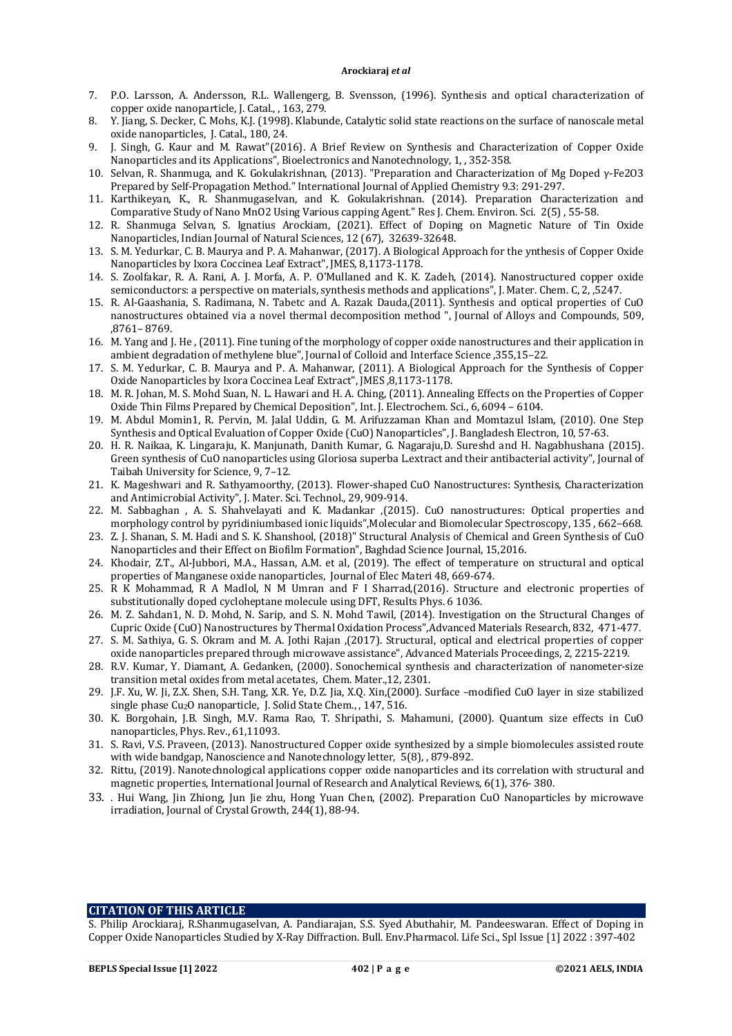7. P.O. Larsson, A. Andersson, R.L. Wallengerg, B. Svensson, (1996). Synthesis and optical characterization of copper oxide nanoparticle, J. Catal., , 163, 279.
8. Y. Jiang, S. Decker, C. Mohs, K.J. (1998). Klabunde, Catalytic solid state reactions on the surface of nanoscale metal oxide nanoparticles, J. Catal., 180, 24.
9. J. Singh, G. Kaur and M. Rawat"(2016). A Brief Review on Synthesis and Characterization of Copper Oxide Nanoparticles and its Applications", Bioelectronics and Nanotechnology, 1, , 352-358.
10. Selvan, R. Shanmuga, and K. Gokulakrishnan, (2013). "Preparation and Characterization of Mg Doped γ-Fe2O3 Prepared by Self-Propagation Method." International Journal of Applied Chemistry 9.3: 291-297.
11. Karthikeyan, K., R. Shanmugaselvan, and K. Gokulakrishnan. (2014). Preparation Characterization and Comparative Study of Nano MnO2 Using Various capping Agent." Res J. Chem. Environ. Sci. 2(5) , 55-58.
12. R. Shanmuga Selvan, S. Ignatius Arockiam, (2021). Effect of Doping on Magnetic Nature of Tin Oxide Nanoparticles, Indian Journal of Natural Sciences, 12 (67), 32639-32648.
13. S. M. Yedurkar, C. B. Maurya and P. A. Mahanwar, (2017). A Biological Approach for the ynthesis of Copper Oxide Nanoparticles by Ixora Coccinea Leaf Extract", JMES, 8,1173-1178.
14. S. Zoolfakar, R. A. Rani, A. J. Morfa, A. P. O'Mullaned and K. K. Zadeh, (2014). Nanostructured copper oxide semiconductors: a perspective on materials, synthesis methods and applications", J. Mater. Chem. C, 2, ,5247.
15. R. Al-Gaashania, S. Radimana, N. Tabetc and A. Razak Dauda,(2011). Synthesis and optical properties of CuO nanostructures obtained via a novel thermal decomposition method ", Journal of Alloys and Compounds, 509, ,8761– 8769.
16. M. Yang and J. He , (2011). Fine tuning of the morphology of copper oxide nanostructures and their application in ambient degradation of methylene blue", Journal of Colloid and Interface Science ,355,15–22.
17. S. M. Yedurkar, C. B. Maurya and P. A. Mahanwar, (2011). A Biological Approach for the Synthesis of Copper Oxide Nanoparticles by Ixora Coccinea Leaf Extract", JMES ,8,1173-1178.
18. M. R. Johan, M. S. Mohd Suan, N. L. Hawari and H. A. Ching, (2011). Annealing Effects on the Properties of Copper Oxide Thin Films Prepared by Chemical Deposition", Int. J. Electrochem. Sci., 6, 6094 – 6104.
19. M. Abdul Momin1, R. Pervin, M. Jalal Uddin, G. M. Arifuzzaman Khan and Momtazul Islam, (2010). One Step Synthesis and Optical Evaluation of Copper Oxide (CuO) Nanoparticles", J. Bangladesh Electron, 10, 57-63.
20. H. R. Naikaa, K. Lingaraju, K. Manjunath, Danith Kumar, G. Nagaraju,D. Sureshd and H. Nagabhushana (2015). Green synthesis of CuO nanoparticles using Gloriosa superba L.extract and their antibacterial activity", Journal of Taibah University for Science, 9, 7–12.
21. K. Mageshwari and R. Sathyamoorthy, (2013). Flower-shaped CuO Nanostructures: Synthesis, Characterization and Antimicrobial Activity", J. Mater. Sci. Technol., 29, 909-914.
22. M. Sabbaghan , A. S. Shahvelayati and K. Madankar ,(2015). CuO nanostructures: Optical properties and morphology control by pyridiniumbased ionic liquids",Molecular and Biomolecular Spectroscopy, 135 , 662–668.
23. Z. J. Shanan, S. M. Hadi and S. K. Shanshool, (2018)" Structural Analysis of Chemical and Green Synthesis of CuO Nanoparticles and their Effect on Biofilm Formation", Baghdad Science Journal, 15,2016.
24. Khodair, Z.T., Al-Jubbori, M.A., Hassan, A.M. et al, (2019). The effect of temperature on structural and optical properties of Manganese oxide nanoparticles, Journal of Elec Materi 48, 669-674.
25. R K Mohammad, R A Madlol, N M Umran and F I Sharrad,(2016). Structure and electronic properties of substitutionally doped cycloheptane molecule using DFT, Results Phys. 6 1036.
26. M. Z. Sahdan1, N. D. Mohd, N. Sarip, and S. N. Mohd Tawil, (2014). Investigation on the Structural Changes of Cupric Oxide (CuO) Nanostructures by Thermal Oxidation Process",Advanced Materials Research, 832, 471-477.
27. S. M. Sathiya, G. S. Okram and M. A. Jothi Rajan ,(2017). Structural, optical and electrical properties of copper oxide nanoparticles prepared through microwave assistance", Advanced Materials Proceedings, 2, 2215-2219.
28. R.V. Kumar, Y. Diamant, A. Gedanken, (2000). Sonochemical synthesis and characterization of nanometer-size transition metal oxides from metal acetates, Chem. Mater.,12, 2301.
29. J.F. Xu, W. Ji, Z.X. Shen, S.H. Tang, X.R. Ye, D.Z. Jia, X.Q. Xin,(2000). Surface –modified CuO layer in size stabilized single phase $Cu_2O$ nanoparticle, J. Solid State Chem., , 147, 516.
30. K. Borgohain, J.B. Singh, M.V. Rama Rao, T. Shripathi, S. Mahamuni, (2000). Quantum size effects in CuO nanoparticles, Phys. Rev., 61,11093.
31. S. Ravi, V.S. Praveen, (2013). Nanostructured Copper oxide synthesized by a simple biomolecules assisted route with wide bandgap, Nanoscience and Nanotechnology letter, 5(8), , 879-892.
32. Rittu, (2019). Nanotechnological applications copper oxide nanoparticles and its correlation with structural and magnetic properties, International Journal of Research and Analytical Reviews, 6(1), 376- 380.
33. . Hui Wang, Jin Zhiong, Jun Jie zhu, Hong Yuan Chen, (2002). Preparation CuO Nanoparticles by microwave irradiation, Journal of Crystal Growth, 244(1), 88-94.

## CITATION OF THIS ARTICLE

S. Philip Arockiaraj, R.Shanmugaselvan, A. Pandiarajan, S.S. Syed Abuthahir, M. Pandeeswaran. Effect of Doping in Copper Oxide Nanoparticles Studied by X-Ray Diffraction. Bull. Env.Pharmacol. Life Sci., Spl Issue [1] 2022 : 397-402